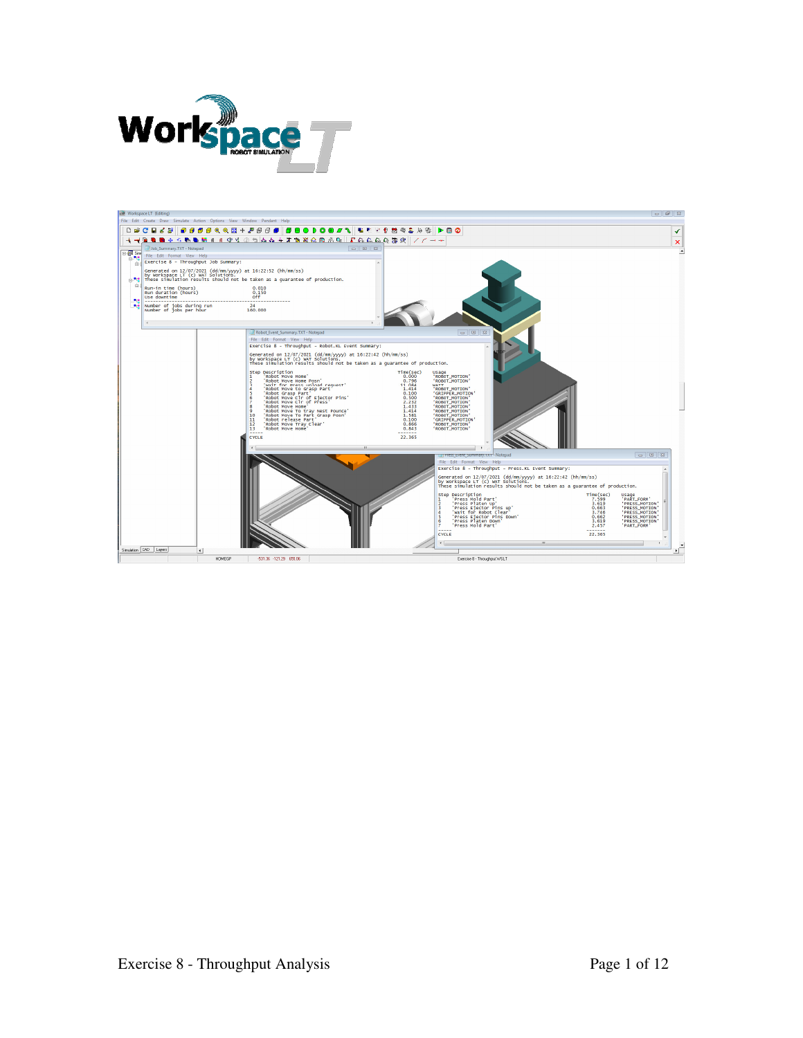# Workspace LT

ROBOT SIMULATION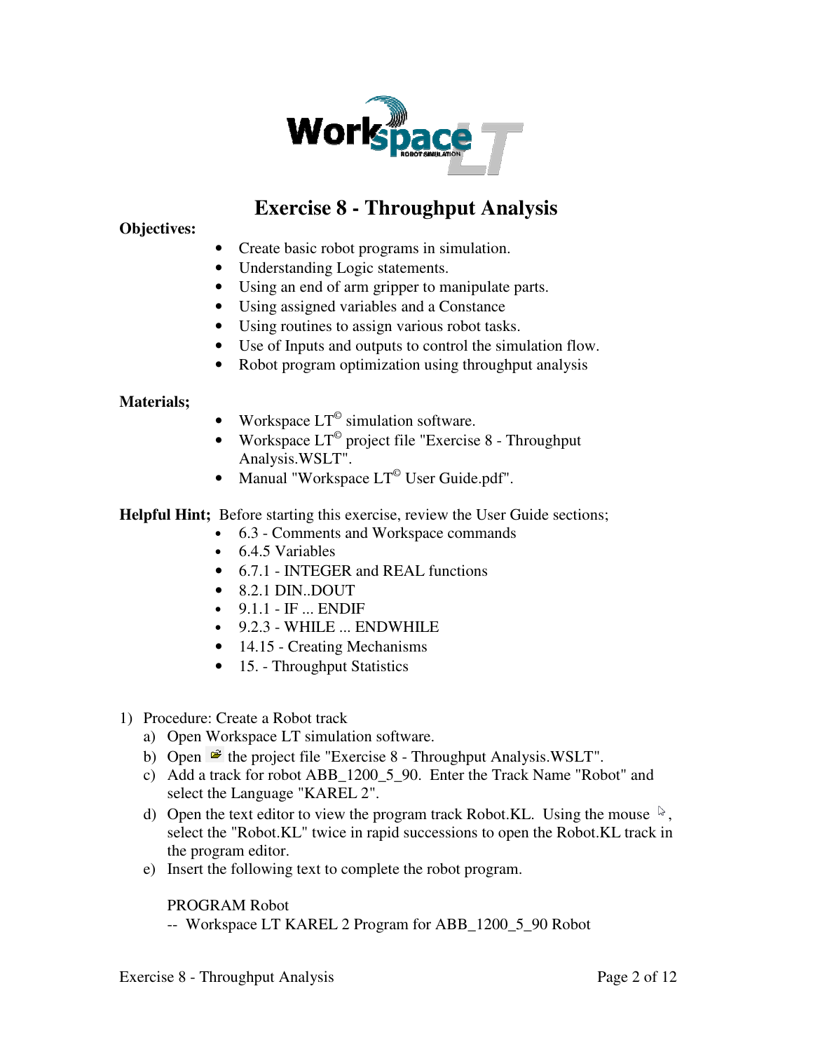# Exercise 8 - Throughput Analysis

**Objectives:**

- Create basic robot programs in simulation.
- Understanding Logic statements.
- Using an end of arm gripper to manipulate parts.
- Using assigned variables and a Constance
- Using routines to assign various robot tasks.
- Use of Inputs and outputs to control the simulation flow.
- Robot program optimization using throughput analysis

**Materials;**

- Workspace LT© simulation software.
- Workspace LT© project file "Exercise 8 - Throughput Analysis.WSLT".
- Manual "Workspace LT© User Guide.pdf".

**Helpful Hint;** Before starting this exercise, review the User Guide sections;

- 6.3 - Comments and Workspace commands
- 6.4.5 Variables
- 6.7.1 - INTEGER and REAL functions
- 8.2.1 DIN..DOUT
- 9.1.1 - IF ... ENDIF
- 9.2.3 - WHILE ... ENDWHILE
- 14.15 - Creating Mechanisms
- 15. - Throughput Statistics

1) Procedure: Create a Robot track
   a) Open Workspace LT simulation software.
   b) Open the project file "Exercise 8 - Throughput Analysis.WSLT".
   c) Add a track for robot ABB_1200_5_90. Enter the Track Name "Robot" and select the Language "KAREL 2".
   d) Open the text editor to view the program track Robot.KL. Using the mouse, select the "Robot.KL" twice in rapid successions to open the Robot.KL track in the program editor.
   e) Insert the following text to complete the robot program.

```
PROGRAM Robot
-- Workspace LT KAREL 2 Program for ABB_1200_5_90 Robot
```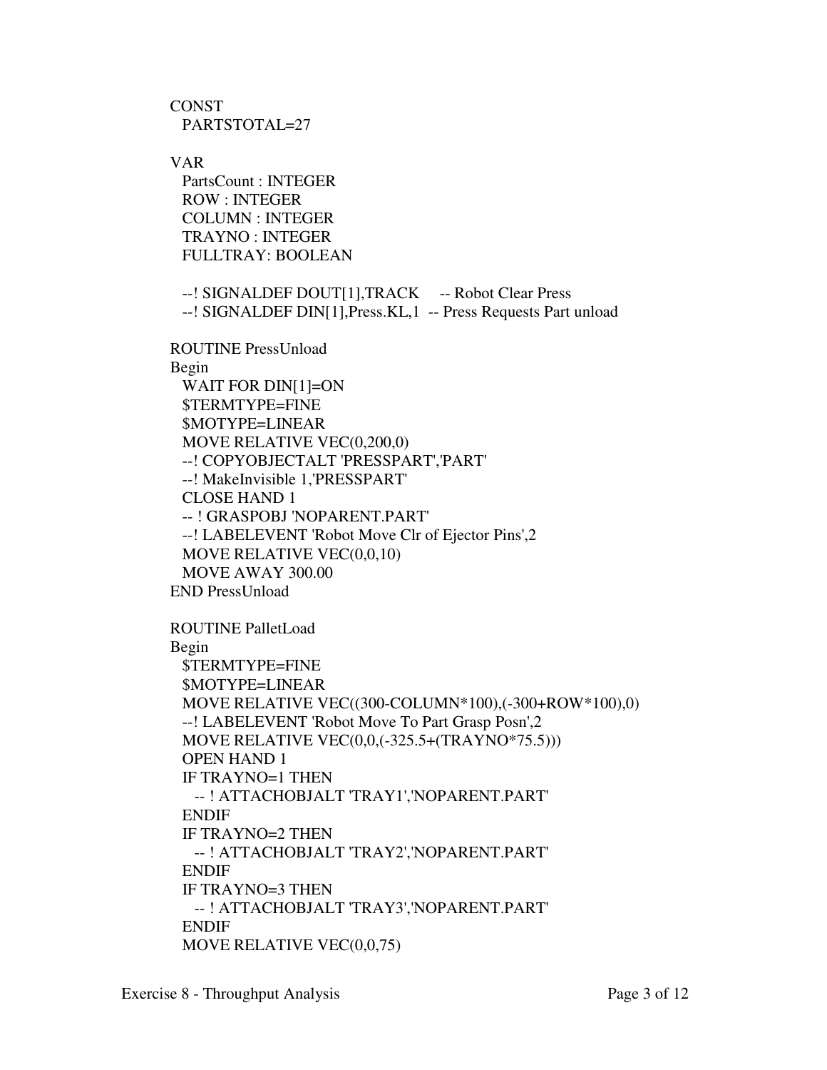```
CONST
  PARTSTOTAL=27

VAR
  PartsCount : INTEGER
  ROW : INTEGER
  COLUMN : INTEGER
  TRAYNO : INTEGER
  FULLTRAY: BOOLEAN

  --! SIGNALDEF DOUT[1],TRACK     -- Robot Clear Press
  --! SIGNALDEF DIN[1],Press.KL,1  -- Press Requests Part unload

ROUTINE PressUnload
Begin
  WAIT FOR DIN[1]=ON
  $TERMTYPE=FINE
  $MOTYPE=LINEAR
  MOVE RELATIVE VEC(0,200,0)
  --! COPYOBJECTALT 'PRESSPART','PART'
  --! MakeInvisible 1,'PRESSPART'
  CLOSE HAND 1
  -- ! GRASPOBJ 'NOPARENT.PART'
  --! LABELEVENT 'Robot Move Clr of Ejector Pins',2
  MOVE RELATIVE VEC(0,0,10)
  MOVE AWAY 300.00
END PressUnload

ROUTINE PalletLoad
Begin
  $TERMTYPE=FINE
  $MOTYPE=LINEAR
  MOVE RELATIVE VEC((300-COLUMN*100),(-300+ROW*100),0)
  --! LABELEVENT 'Robot Move To Part Grasp Posn',2
  MOVE RELATIVE VEC(0,0,(-325.5+(TRAYNO*75.5)))
  OPEN HAND 1
  IF TRAYNO=1 THEN
    -- ! ATTACHOBJALT 'TRAY1','NOPARENT.PART'
  ENDIF
  IF TRAYNO=2 THEN
    -- ! ATTACHOBJALT 'TRAY2','NOPARENT.PART'
  ENDIF
  IF TRAYNO=3 THEN
    -- ! ATTACHOBJALT 'TRAY3','NOPARENT.PART'
  ENDIF
  MOVE RELATIVE VEC(0,0,75)
```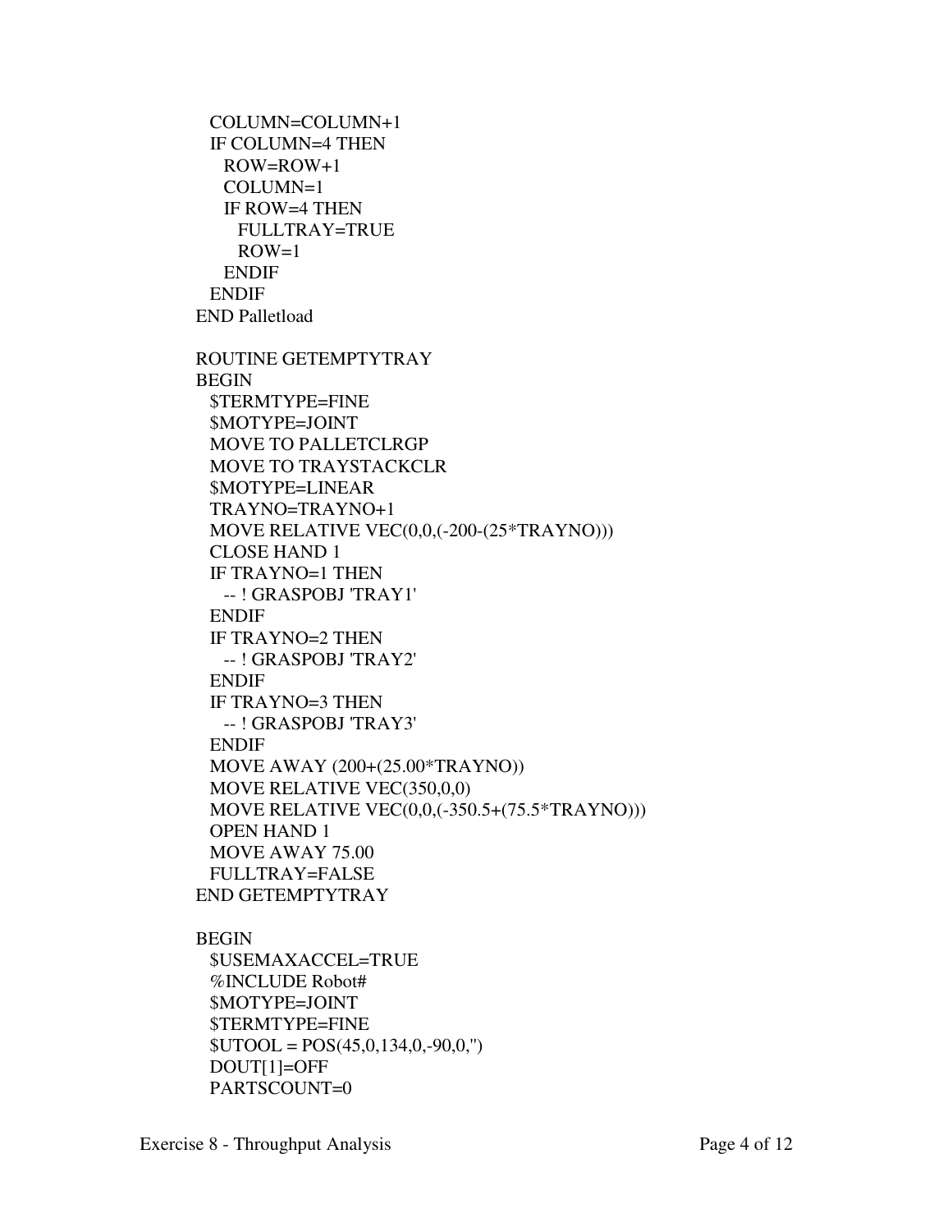```
  COLUMN=COLUMN+1
  IF COLUMN=4 THEN
    ROW=ROW+1
    COLUMN=1
    IF ROW=4 THEN
      FULLTRAY=TRUE
      ROW=1
    ENDIF
  ENDIF
END Palletload

ROUTINE GETEMPTYTRAY
BEGIN
  $TERMTYPE=FINE
  $MOTYPE=JOINT
  MOVE TO PALLETCLRGP
  MOVE TO TRAYSTACKCLR
  $MOTYPE=LINEAR
  TRAYNO=TRAYNO+1
  MOVE RELATIVE VEC(0,0,(-200-(25*TRAYNO)))
  CLOSE HAND 1
  IF TRAYNO=1 THEN
    -- ! GRASPOBJ 'TRAY1'
  ENDIF
  IF TRAYNO=2 THEN
    -- ! GRASPOBJ 'TRAY2'
  ENDIF
  IF TRAYNO=3 THEN
    -- ! GRASPOBJ 'TRAY3'
  ENDIF
  MOVE AWAY (200+(25.00*TRAYNO))
  MOVE RELATIVE VEC(350,0,0)
  MOVE RELATIVE VEC(0,0,(-350.5+(75.5*TRAYNO)))
  OPEN HAND 1
  MOVE AWAY 75.00
  FULLTRAY=FALSE
END GETEMPTYTRAY

BEGIN
  $USEMAXACCEL=TRUE
  %INCLUDE Robot#
  $MOTYPE=JOINT
  $TERMTYPE=FINE
  $UTOOL = POS(45,0,134,0,-90,0,'')
  DOUT[1]=OFF
  PARTSCOUNT=0
```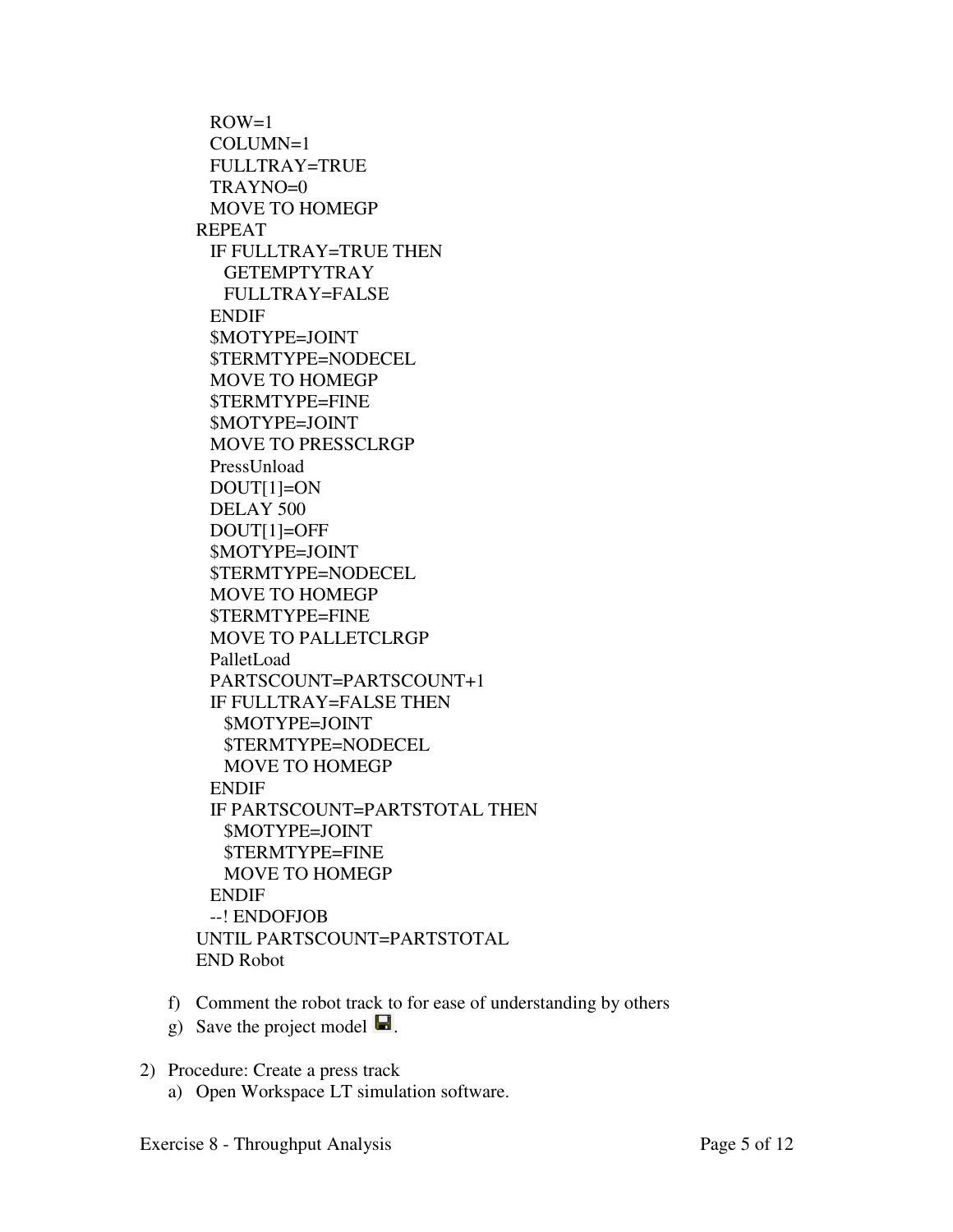```
  ROW=1
  COLUMN=1
  FULLTRAY=TRUE
  TRAYNO=0
  MOVE TO HOMEGP
REPEAT
  IF FULLTRAY=TRUE THEN
    GETEMPTYTRAY
    FULLTRAY=FALSE
  ENDIF
  $MOTYPE=JOINT
  $TERMTYPE=NODECEL
  MOVE TO HOMEGP
  $TERMTYPE=FINE
  $MOTYPE=JOINT
  MOVE TO PRESSCLRGP
  PressUnload
  DOUT[1]=ON
  DELAY 500
  DOUT[1]=OFF
  $MOTYPE=JOINT
  $TERMTYPE=NODECEL
  MOVE TO HOMEGP
  $TERMTYPE=FINE
  MOVE TO PALLETCLRGP
  PalletLoad
  PARTSCOUNT=PARTSCOUNT+1
  IF FULLTRAY=FALSE THEN
    $MOTYPE=JOINT
    $TERMTYPE=NODECEL
    MOVE TO HOMEGP
  ENDIF
  IF PARTSCOUNT=PARTSTOTAL THEN
    $MOTYPE=JOINT
    $TERMTYPE=FINE
    MOVE TO HOMEGP
  ENDIF
  --! ENDOFJOB
UNTIL PARTSCOUNT=PARTSTOTAL
END Robot
```

f) Comment the robot track to for ease of understanding by others
g) Save the project model 💾.

2) Procedure: Create a press track
   a) Open Workspace LT simulation software.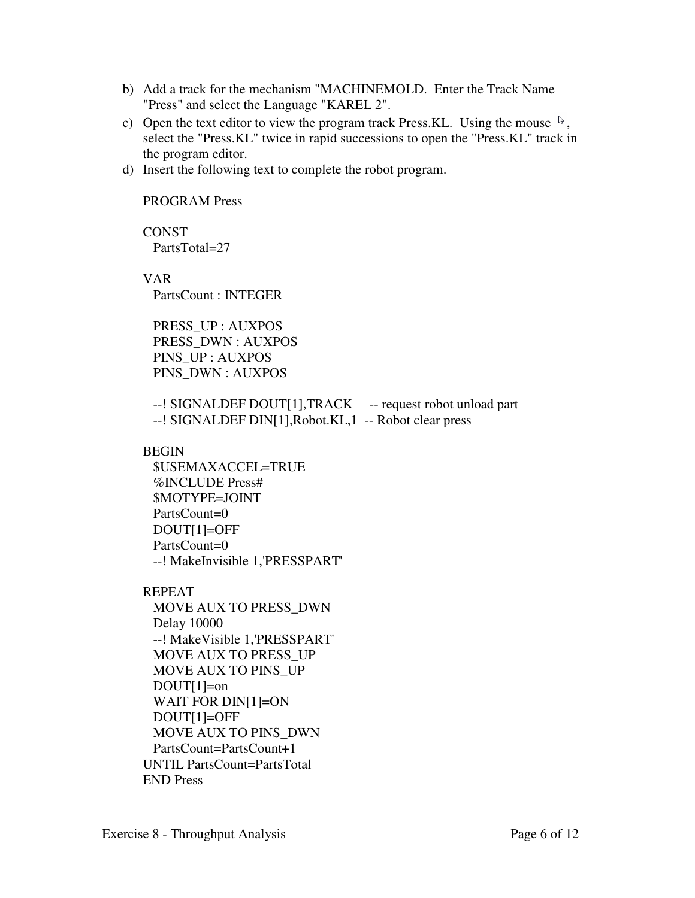b) Add a track for the mechanism "MACHINEMOLD. Enter the Track Name "Press" and select the Language "KAREL 2".
c) Open the text editor to view the program track Press.KL. Using the mouse, select the "Press.KL" twice in rapid successions to open the "Press.KL" track in the program editor.
d) Insert the following text to complete the robot program.

```
PROGRAM Press

CONST
  PartsTotal=27

VAR
  PartsCount : INTEGER

  PRESS_UP : AUXPOS
  PRESS_DWN : AUXPOS
  PINS_UP : AUXPOS
  PINS_DWN : AUXPOS

  --! SIGNALDEF DOUT[1],TRACK     -- request robot unload part
  --! SIGNALDEF DIN[1],Robot.KL,1  -- Robot clear press

BEGIN
  $USEMAXACCEL=TRUE
  %INCLUDE Press#
  $MOTYPE=JOINT
  PartsCount=0
  DOUT[1]=OFF
  PartsCount=0
  --! MakeInvisible 1,'PRESSPART'

REPEAT
  MOVE AUX TO PRESS_DWN
  Delay 10000
  --! MakeVisible 1,'PRESSPART'
  MOVE AUX TO PRESS_UP
  MOVE AUX TO PINS_UP
  DOUT[1]=on
  WAIT FOR DIN[1]=ON
  DOUT[1]=OFF
  MOVE AUX TO PINS_DWN
  PartsCount=PartsCount+1
UNTIL PartsCount=PartsTotal
END Press
```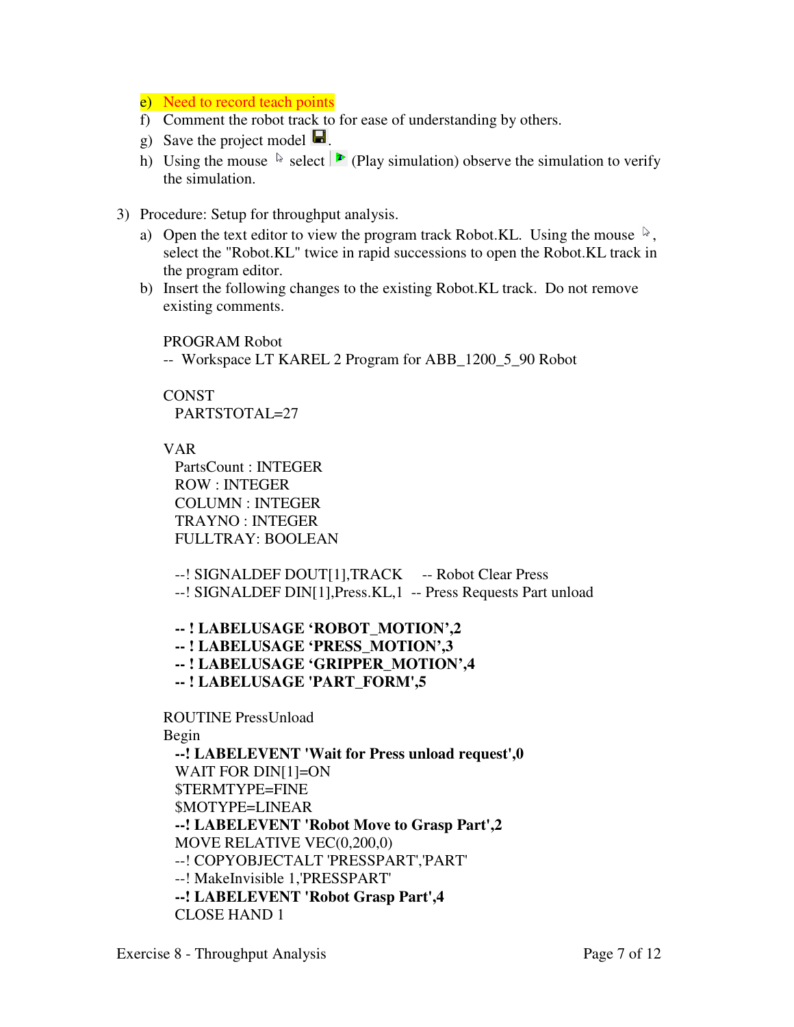e) Need to record teach points

f) Comment the robot track to for ease of understanding by others.

g) Save the project model.

h) Using the mouse select (Play simulation) observe the simulation to verify the simulation.

3) Procedure: Setup for throughput analysis.

   a) Open the text editor to view the program track Robot.KL. Using the mouse, select the "Robot.KL" twice in rapid successions to open the Robot.KL track in the program editor.

   b) Insert the following changes to the existing Robot.KL track. Do not remove existing comments.

```
PROGRAM Robot
-- Workspace LT KAREL 2 Program for ABB_1200_5_90 Robot

CONST
  PARTSTOTAL=27

VAR
  PartsCount : INTEGER
  ROW : INTEGER
  COLUMN : INTEGER
  TRAYNO : INTEGER
  FULLTRAY: BOOLEAN

  --! SIGNALDEF DOUT[1],TRACK     -- Robot Clear Press
  --! SIGNALDEF DIN[1],Press.KL,1  -- Press Requests Part unload

  -- ! LABELUSAGE 'ROBOT_MOTION',2
  -- ! LABELUSAGE 'PRESS_MOTION',3
  -- ! LABELUSAGE 'GRIPPER_MOTION',4
  -- ! LABELUSAGE 'PART_FORM',5

ROUTINE PressUnload
Begin
  --! LABELEVENT 'Wait for Press unload request',0
  WAIT FOR DIN[1]=ON
  $TERMTYPE=FINE
  $MOTYPE=LINEAR
  --! LABELEVENT 'Robot Move to Grasp Part',2
  MOVE RELATIVE VEC(0,200,0)
  --! COPYOBJECTALT 'PRESSPART','PART'
  --! MakeInvisible 1,'PRESSPART'
  --! LABELEVENT 'Robot Grasp Part',4
  CLOSE HAND 1
```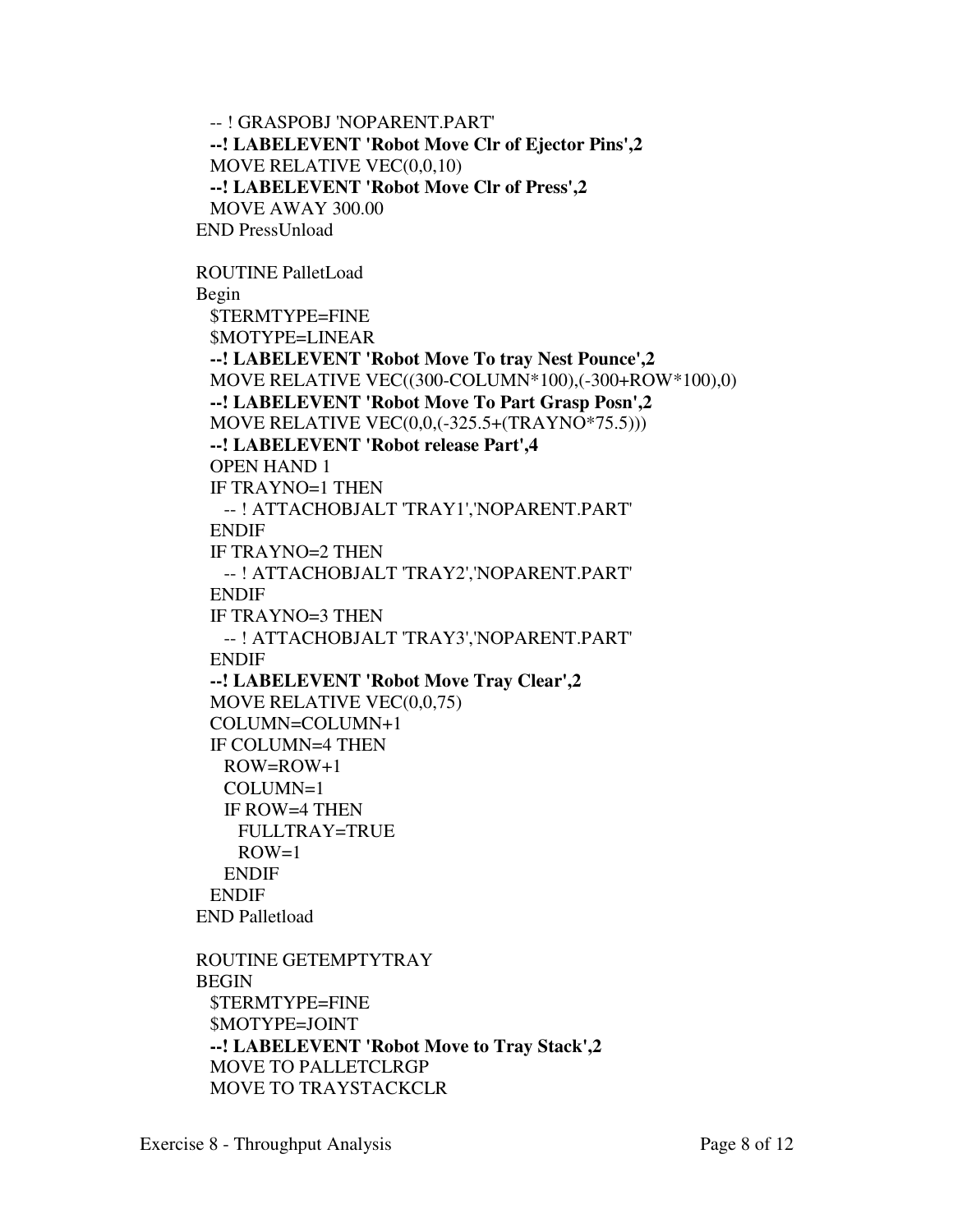```
  -- ! GRASPOBJ 'NOPARENT.PART'
  --! LABELEVENT 'Robot Move Clr of Ejector Pins',2
  MOVE RELATIVE VEC(0,0,10)
  --! LABELEVENT 'Robot Move Clr of Press',2
  MOVE AWAY 300.00
END PressUnload

ROUTINE PalletLoad
Begin
  $TERMTYPE=FINE
  $MOTYPE=LINEAR
  --! LABELEVENT 'Robot Move To tray Nest Pounce',2
  MOVE RELATIVE VEC((300-COLUMN*100),(-300+ROW*100),0)
  --! LABELEVENT 'Robot Move To Part Grasp Posn',2
  MOVE RELATIVE VEC(0,0,(-325.5+(TRAYNO*75.5)))
  --! LABELEVENT 'Robot release Part',4
  OPEN HAND 1
  IF TRAYNO=1 THEN
    -- ! ATTACHOBJALT 'TRAY1','NOPARENT.PART'
  ENDIF
  IF TRAYNO=2 THEN
    -- ! ATTACHOBJALT 'TRAY2','NOPARENT.PART'
  ENDIF
  IF TRAYNO=3 THEN
    -- ! ATTACHOBJALT 'TRAY3','NOPARENT.PART'
  ENDIF
  --! LABELEVENT 'Robot Move Tray Clear',2
  MOVE RELATIVE VEC(0,0,75)
  COLUMN=COLUMN+1
  IF COLUMN=4 THEN
    ROW=ROW+1
    COLUMN=1
    IF ROW=4 THEN
      FULLTRAY=TRUE
      ROW=1
    ENDIF
  ENDIF
END Palletload

ROUTINE GETEMPTYTRAY
BEGIN
  $TERMTYPE=FINE
  $MOTYPE=JOINT
  --! LABELEVENT 'Robot Move to Tray Stack',2
  MOVE TO PALLETCLRGP
  MOVE TO TRAYSTACKCLR
```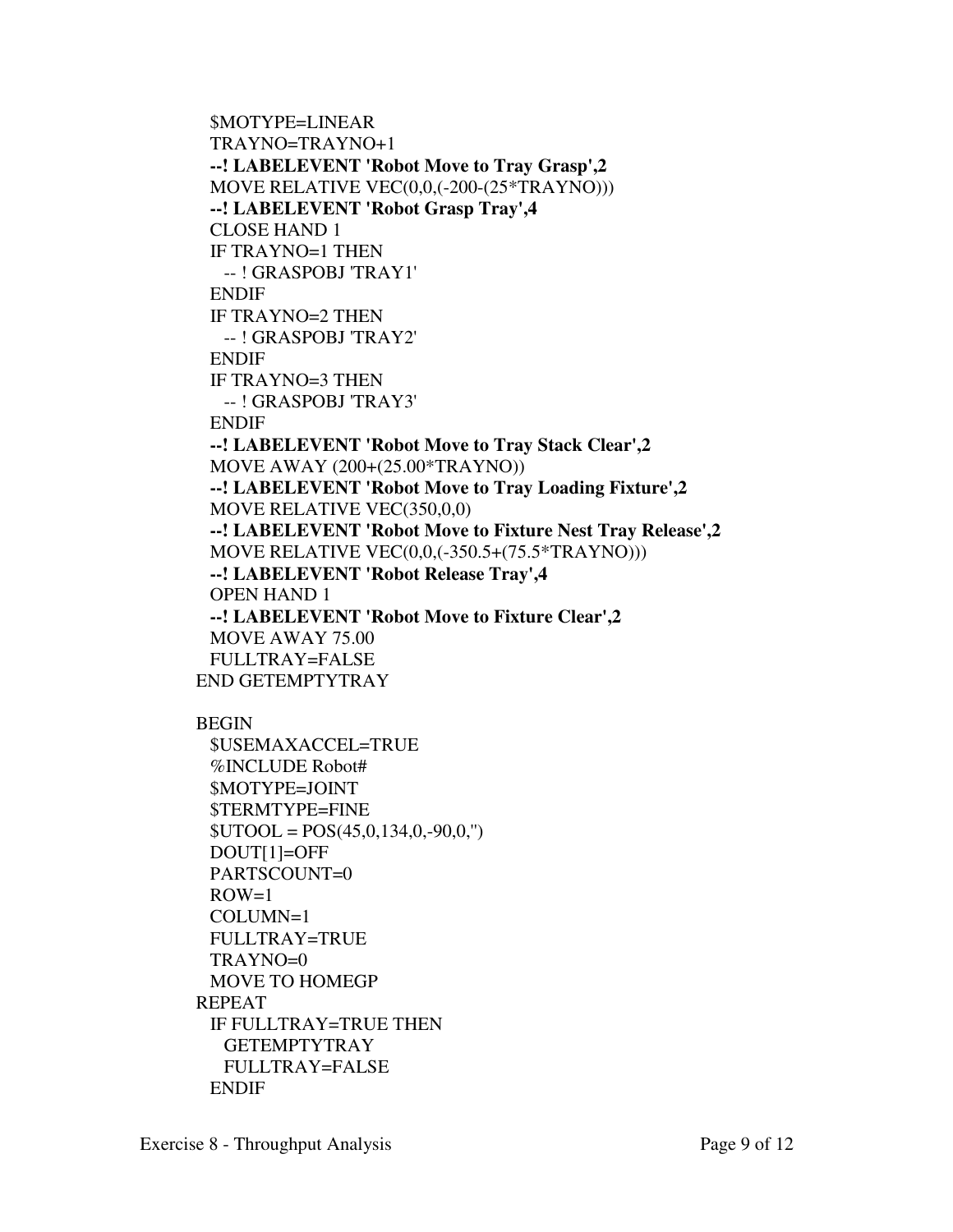```
  $MOTYPE=LINEAR
  TRAYNO=TRAYNO+1
  --! LABELEVENT 'Robot Move to Tray Grasp',2
  MOVE RELATIVE VEC(0,0,(-200-(25*TRAYNO)))
  --! LABELEVENT 'Robot Grasp Tray',4
  CLOSE HAND 1
  IF TRAYNO=1 THEN
    -- ! GRASPOBJ 'TRAY1'
  ENDIF
  IF TRAYNO=2 THEN
    -- ! GRASPOBJ 'TRAY2'
  ENDIF
  IF TRAYNO=3 THEN
    -- ! GRASPOBJ 'TRAY3'
  ENDIF
  --! LABELEVENT 'Robot Move to Tray Stack Clear',2
  MOVE AWAY (200+(25.00*TRAYNO))
  --! LABELEVENT 'Robot Move to Tray Loading Fixture',2
  MOVE RELATIVE VEC(350,0,0)
  --! LABELEVENT 'Robot Move to Fixture Nest Tray Release',2
  MOVE RELATIVE VEC(0,0,(-350.5+(75.5*TRAYNO)))
  --! LABELEVENT 'Robot Release Tray',4
  OPEN HAND 1
  --! LABELEVENT 'Robot Move to Fixture Clear',2
  MOVE AWAY 75.00
  FULLTRAY=FALSE
END GETEMPTYTRAY

BEGIN
  $USEMAXACCEL=TRUE
  %INCLUDE Robot#
  $MOTYPE=JOINT
  $TERMTYPE=FINE
  $UTOOL = POS(45,0,134,0,-90,0,'')
  DOUT[1]=OFF
  PARTSCOUNT=0
  ROW=1
  COLUMN=1
  FULLTRAY=TRUE
  TRAYNO=0
  MOVE TO HOMEGP
REPEAT
  IF FULLTRAY=TRUE THEN
    GETEMPTYTRAY
    FULLTRAY=FALSE
  ENDIF
```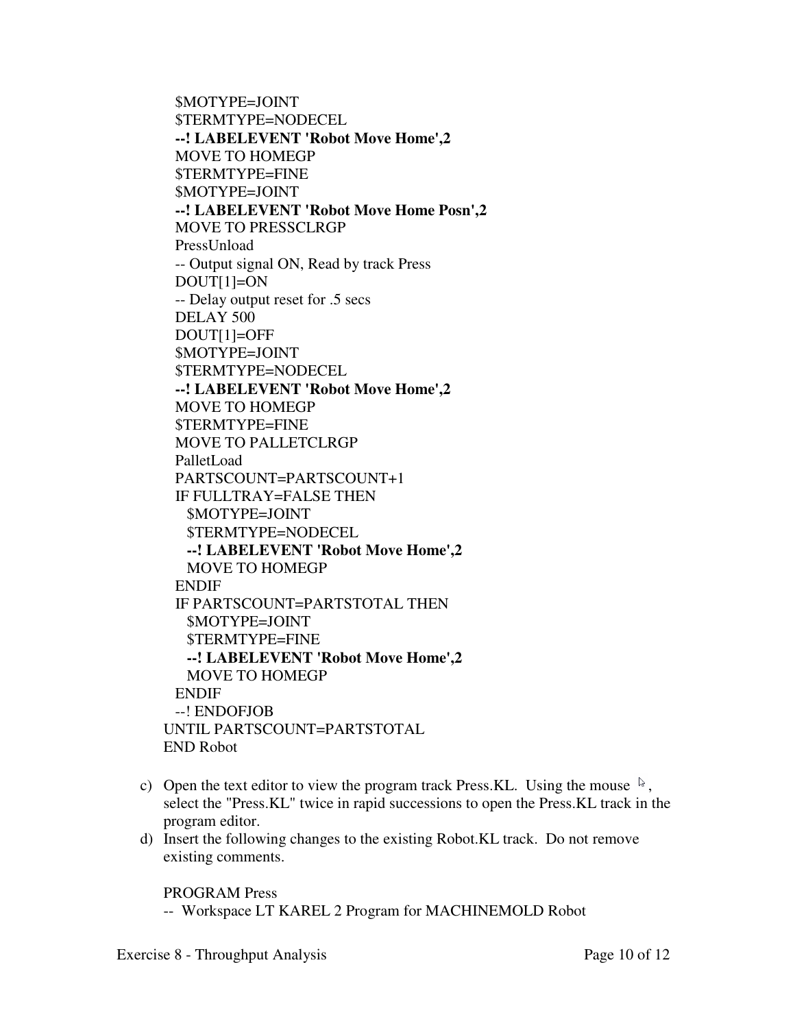```
$MOTYPE=JOINT
$TERMTYPE=NODECEL
--! LABELEVENT 'Robot Move Home',2
MOVE TO HOMEGP
$TERMTYPE=FINE
$MOTYPE=JOINT
--! LABELEVENT 'Robot Move Home Posn',2
MOVE TO PRESSCLRGP
PressUnload
-- Output signal ON, Read by track Press
DOUT[1]=ON
-- Delay output reset for .5 secs
DELAY 500
DOUT[1]=OFF
$MOTYPE=JOINT
$TERMTYPE=NODECEL
--! LABELEVENT 'Robot Move Home',2
MOVE TO HOMEGP
$TERMTYPE=FINE
MOVE TO PALLETCLRGP
PalletLoad
PARTSCOUNT=PARTSCOUNT+1
IF FULLTRAY=FALSE THEN
  $MOTYPE=JOINT
  $TERMTYPE=NODECEL
  --! LABELEVENT 'Robot Move Home',2
  MOVE TO HOMEGP
ENDIF
IF PARTSCOUNT=PARTSTOTAL THEN
  $MOTYPE=JOINT
  $TERMTYPE=FINE
  --! LABELEVENT 'Robot Move Home',2
  MOVE TO HOMEGP
ENDIF
--! ENDOFJOB
UNTIL PARTSCOUNT=PARTSTOTAL
END Robot
```

c) Open the text editor to view the program track Press.KL. Using the mouse, select the "Press.KL" twice in rapid successions to open the Press.KL track in the program editor.

d) Insert the following changes to the existing Robot.KL track. Do not remove existing comments.

```
PROGRAM Press
-- Workspace LT KAREL 2 Program for MACHINEMOLD Robot
```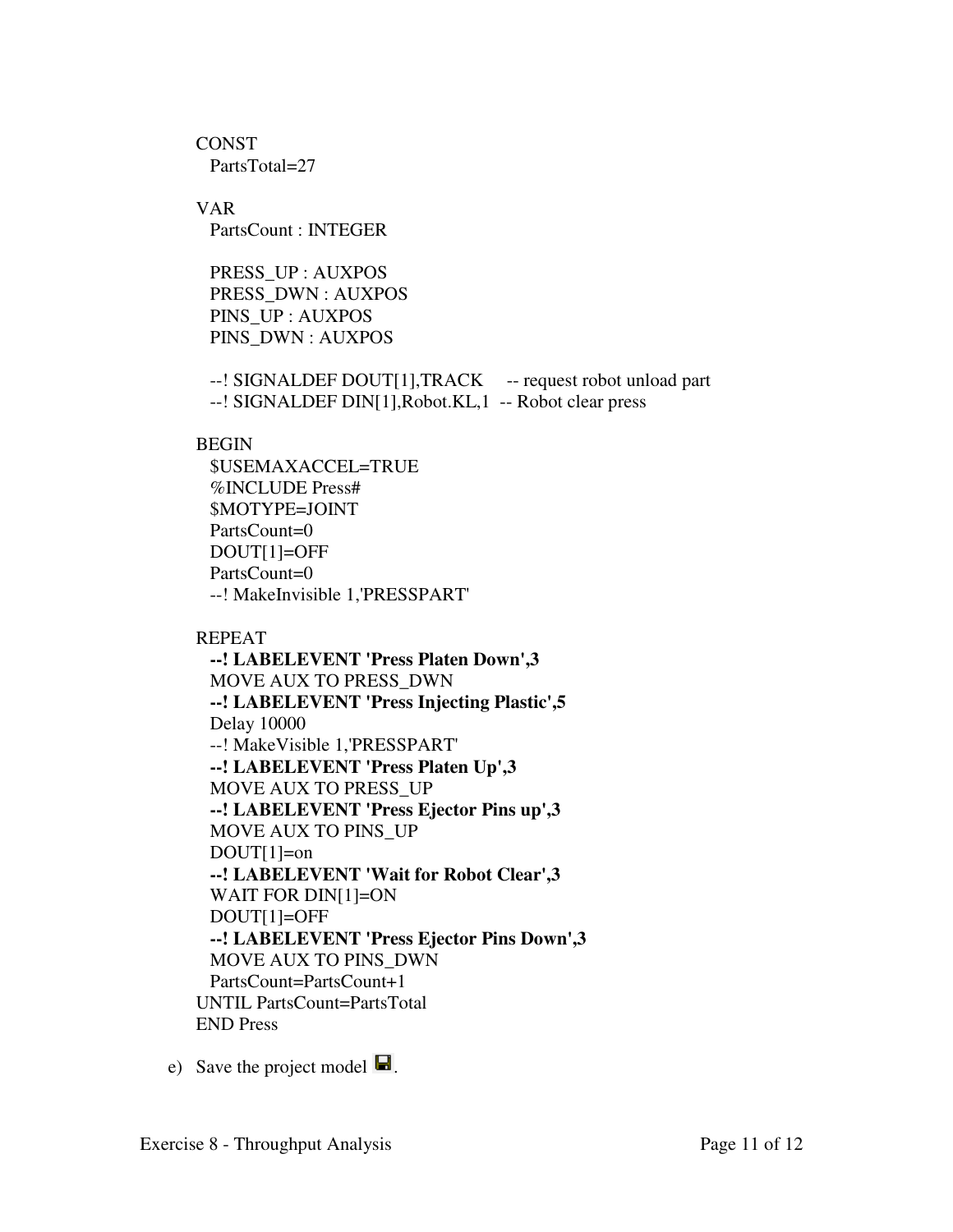```
CONST
  PartsTotal=27

VAR
  PartsCount : INTEGER

  PRESS_UP : AUXPOS
  PRESS_DWN : AUXPOS
  PINS_UP : AUXPOS
  PINS_DWN : AUXPOS

  --! SIGNALDEF DOUT[1],TRACK     -- request robot unload part
  --! SIGNALDEF DIN[1],Robot.KL,1  -- Robot clear press

BEGIN
  $USEMAXACCEL=TRUE
  %INCLUDE Press#
  $MOTYPE=JOINT
  PartsCount=0
  DOUT[1]=OFF
  PartsCount=0
  --! MakeInvisible 1,'PRESSPART'

REPEAT
  --! LABELEVENT 'Press Platen Down',3
  MOVE AUX TO PRESS_DWN
  --! LABELEVENT 'Press Injecting Plastic',5
  Delay 10000
  --! MakeVisible 1,'PRESSPART'
  --! LABELEVENT 'Press Platen Up',3
  MOVE AUX TO PRESS_UP
  --! LABELEVENT 'Press Ejector Pins up',3
  MOVE AUX TO PINS_UP
  DOUT[1]=on
  --! LABELEVENT 'Wait for Robot Clear',3
  WAIT FOR DIN[1]=ON
  DOUT[1]=OFF
  --! LABELEVENT 'Press Ejector Pins Down',3
  MOVE AUX TO PINS_DWN
  PartsCount=PartsCount+1
UNTIL PartsCount=PartsTotal
END Press
```

e) Save the project model.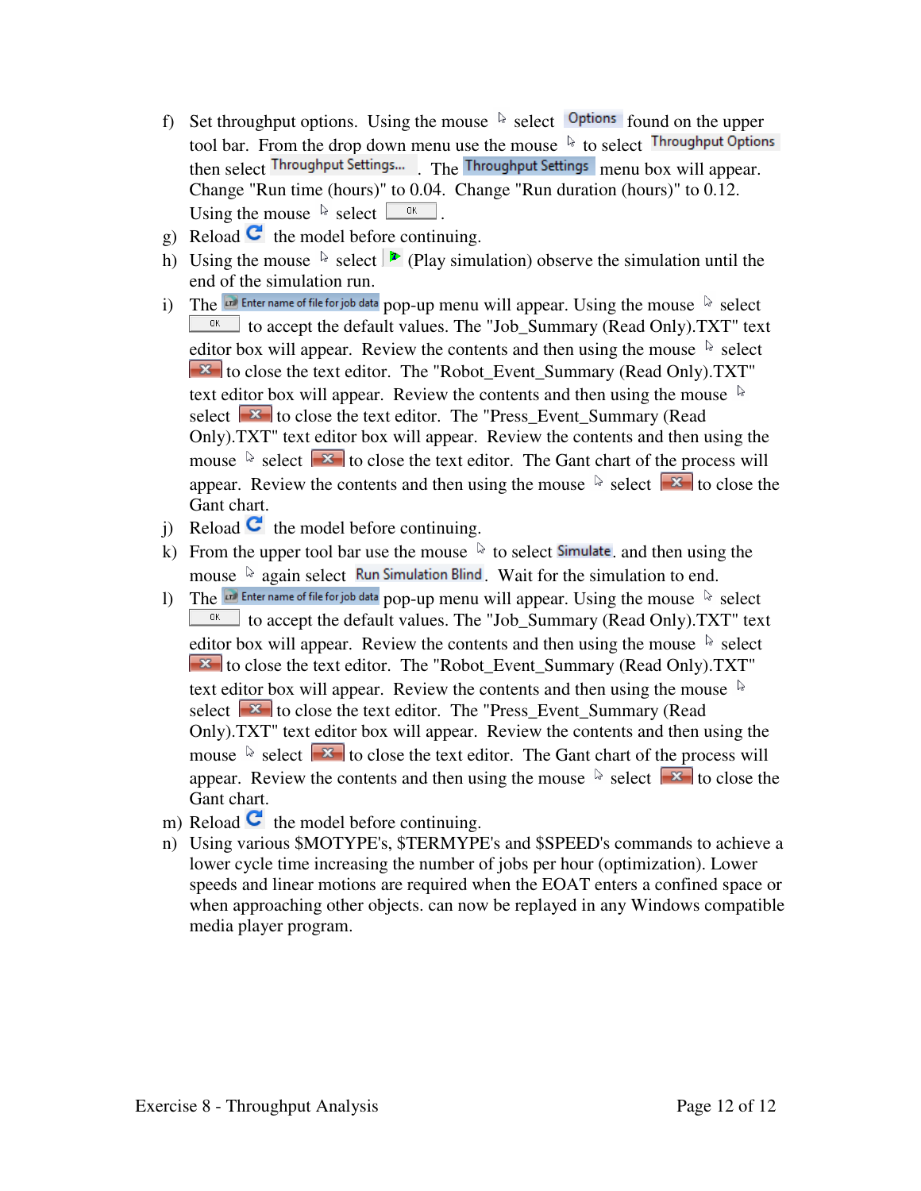f) Set throughput options. Using the mouse select Options found on the upper tool bar. From the drop down menu use the mouse to select Throughput Options then select Throughput Settings... . The Throughput Settings menu box will appear. Change "Run time (hours)" to 0.04. Change "Run duration (hours)" to 0.12. Using the mouse select OK .

g) Reload the model before continuing.

h) Using the mouse select (Play simulation) observe the simulation until the end of the simulation run.

i) The Enter name of file for job data pop-up menu will appear. Using the mouse select OK to accept the default values. The "Job_Summary (Read Only).TXT" text editor box will appear. Review the contents and then using the mouse select to close the text editor. The "Robot_Event_Summary (Read Only).TXT" text editor box will appear. Review the contents and then using the mouse select to close the text editor. The "Press_Event_Summary (Read Only).TXT" text editor box will appear. Review the contents and then using the mouse select to close the text editor. The Gant chart of the process will appear. Review the contents and then using the mouse select to close the Gant chart.

j) Reload the model before continuing.

k) From the upper tool bar use the mouse to select Simulate. and then using the mouse again select Run Simulation Blind. Wait for the simulation to end.

l) The Enter name of file for job data pop-up menu will appear. Using the mouse select OK to accept the default values. The "Job_Summary (Read Only).TXT" text editor box will appear. Review the contents and then using the mouse select to close the text editor. The "Robot_Event_Summary (Read Only).TXT" text editor box will appear. Review the contents and then using the mouse select to close the text editor. The "Press_Event_Summary (Read Only).TXT" text editor box will appear. Review the contents and then using the mouse select to close the text editor. The Gant chart of the process will appear. Review the contents and then using the mouse select to close the Gant chart.

m) Reload the model before continuing.

n) Using various $MOTYPE's, $TERMYPE's and $SPEED's commands to achieve a lower cycle time increasing the number of jobs per hour (optimization). Lower speeds and linear motions are required when the EOAT enters a confined space or when approaching other objects. can now be replayed in any Windows compatible media player program.